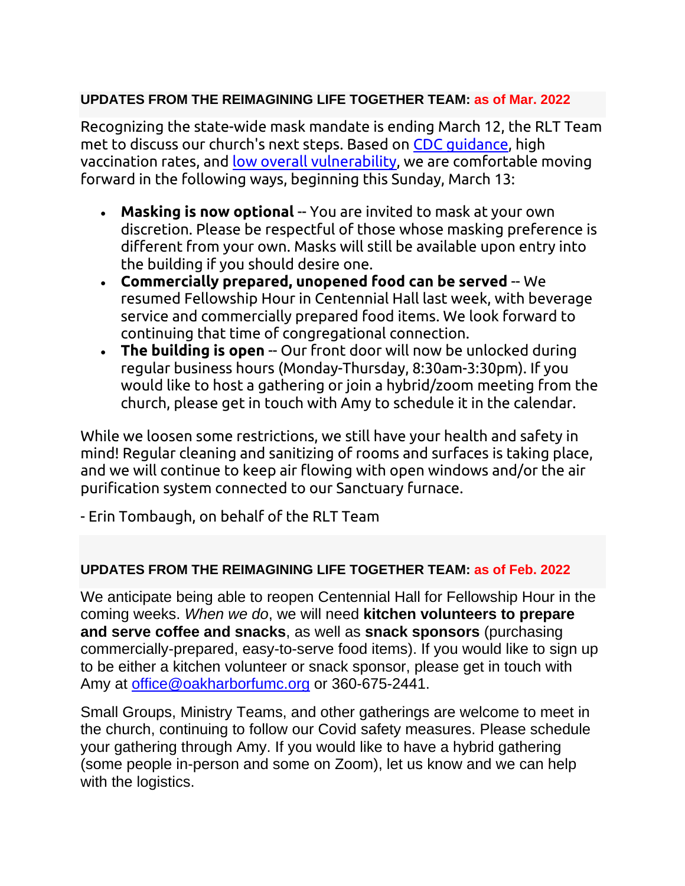## UPDATES FROM THE REIMAGINING LIFE TOGETHER TEAM: as of Mar. 2022

Recognizing the state-wide mask mandate is ending March 12, the RLT Team met to discuss our church's next steps. Based on [CDC guidance](), high vaccination rates, and [low overall vulnerability](), we are comfortable moving forward in the following ways, beginning this Sunday, March 13:

- **Masking is now optional** -- You are invited to mask at your own discretion. Please be respectful of those whose masking preference is different from your own. Masks will still be available upon entry into the building if you should desire one.
- **Commercially prepared, unopened food can be served** -- We resumed Fellowship Hour in Centennial Hall last week, with beverage service and commercially prepared food items. We look forward to continuing that time of congregational connection.
- **The building is open** -- Our front door will now be unlocked during regular business hours (Monday-Thursday, 8:30am-3:30pm). If you would like to host a gathering or join a hybrid/zoom meeting from the church, please get in touch with Amy to schedule it in the calendar.

While we loosen some restrictions, we still have your health and safety in mind! Regular cleaning and sanitizing of rooms and surfaces is taking place, and we will continue to keep air flowing with open windows and/or the air purification system connected to our Sanctuary furnace.

- Erin Tombaugh, on behalf of the RLT Team

## UPDATES FROM THE REIMAGINING LIFE TOGETHER TEAM: as of Feb. 2022

We anticipate being able to reopen Centennial Hall for Fellowship Hour in the coming weeks. *When we do*, we will need **kitchen volunteers to prepare and serve coffee and snacks**, as well as **snack sponsors** (purchasing commercially-prepared, easy-to-serve food items). If you would like to sign up to be either a kitchen volunteer or snack sponsor, please get in touch with Amy at [office@oakharborfumc.org](mailto:office@oakharborfumc.org) or 360-675-2441.

Small Groups, Ministry Teams, and other gatherings are welcome to meet in the church, continuing to follow our Covid safety measures. Please schedule your gathering through Amy. If you would like to have a hybrid gathering (some people in-person and some on Zoom), let us know and we can help with the logistics.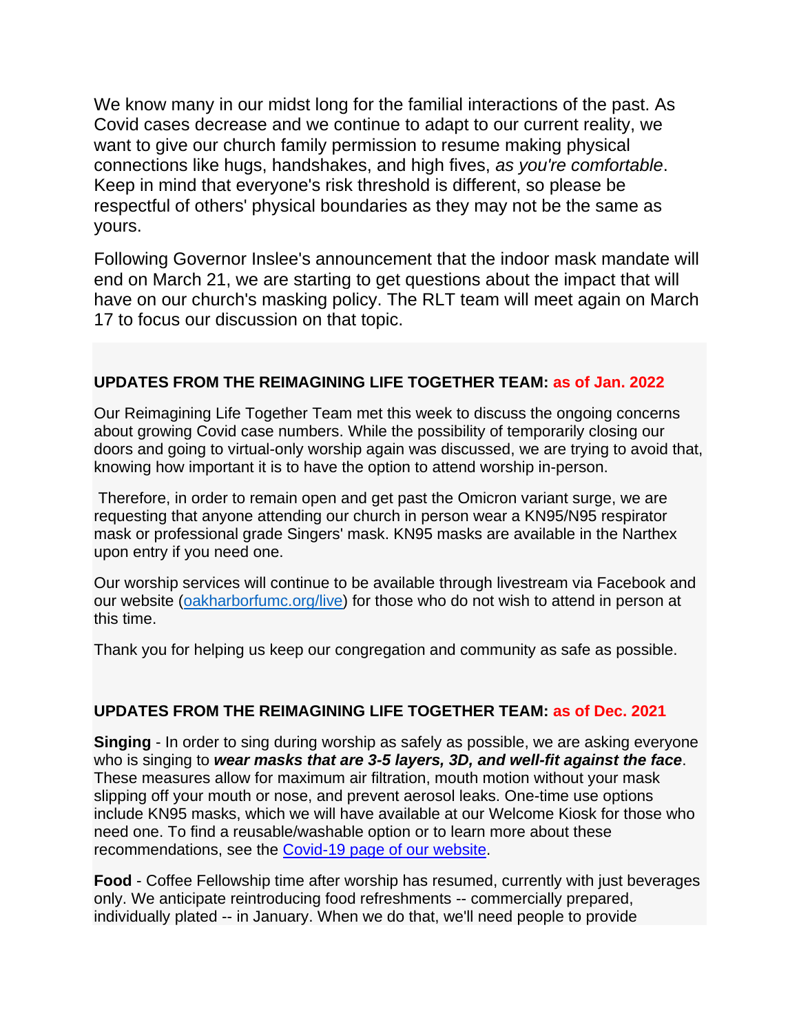We know many in our midst long for the familial interactions of the past. As Covid cases decrease and we continue to adapt to our current reality, we want to give our church family permission to resume making physical connections like hugs, handshakes, and high fives, *as you're comfortable*. Keep in mind that everyone's risk threshold is different, so please be respectful of others' physical boundaries as they may not be the same as yours.

Following Governor Inslee's announcement that the indoor mask mandate will end on March 21, we are starting to get questions about the impact that will have on our church's masking policy. The RLT team will meet again on March 17 to focus our discussion on that topic.

**UPDATES FROM THE REIMAGINING LIFE TOGETHER TEAM: as of Jan. 2022**

Our Reimagining Life Together Team met this week to discuss the ongoing concerns about growing Covid case numbers. While the possibility of temporarily closing our doors and going to virtual-only worship again was discussed, we are trying to avoid that, knowing how important it is to have the option to attend worship in-person.

Therefore, in order to remain open and get past the Omicron variant surge, we are requesting that anyone attending our church in person wear a KN95/N95 respirator mask or professional grade Singers' mask. KN95 masks are available in the Narthex upon entry if you need one.

Our worship services will continue to be available through livestream via Facebook and our website ([oakharborfumc.org/live](oakharborfumc.org/live)) for those who do not wish to attend in person at this time.

Thank you for helping us keep our congregation and community as safe as possible.

**UPDATES FROM THE REIMAGINING LIFE TOGETHER TEAM: as of Dec. 2021**

**Singing** - In order to sing during worship as safely as possible, we are asking everyone who is singing to ***wear masks that are 3-5 layers, 3D, and well-fit against the face***. These measures allow for maximum air filtration, mouth motion without your mask slipping off your mouth or nose, and prevent aerosol leaks. One-time use options include KN95 masks, which we will have available at our Welcome Kiosk for those who need one. To find a reusable/washable option or to learn more about these recommendations, see the Covid-19 page of our website.

**Food** - Coffee Fellowship time after worship has resumed, currently with just beverages only. We anticipate reintroducing food refreshments -- commercially prepared, individually plated -- in January. When we do that, we'll need people to provide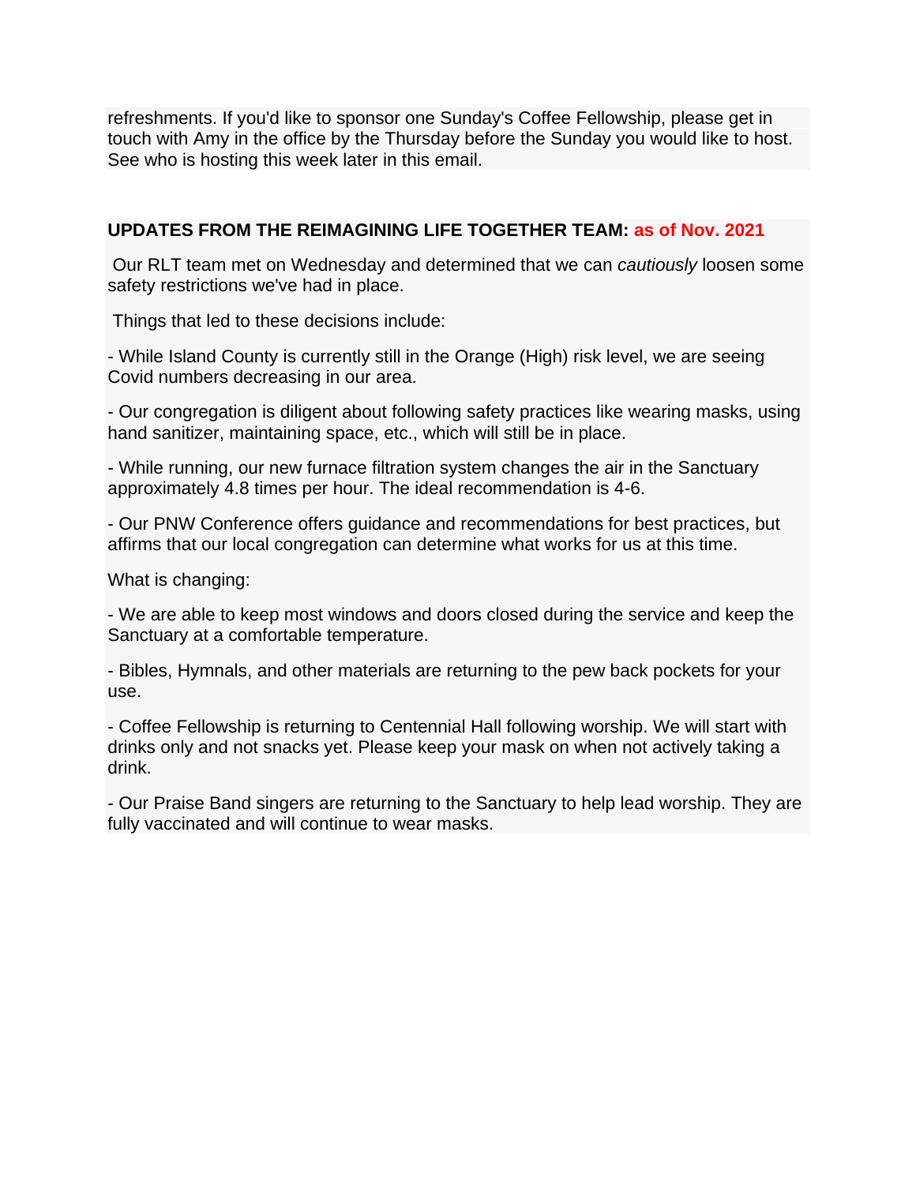refreshments. If you'd like to sponsor one Sunday's Coffee Fellowship, please get in touch with Amy in the office by the Thursday before the Sunday you would like to host. See who is hosting this week later in this email.

**UPDATES FROM THE REIMAGINING LIFE TOGETHER TEAM: as of Nov. 2021**

Our RLT team met on Wednesday and determined that we can *cautiously* loosen some safety restrictions we've had in place.

Things that led to these decisions include:

- While Island County is currently still in the Orange (High) risk level, we are seeing Covid numbers decreasing in our area.

- Our congregation is diligent about following safety practices like wearing masks, using hand sanitizer, maintaining space, etc., which will still be in place.

- While running, our new furnace filtration system changes the air in the Sanctuary approximately 4.8 times per hour. The ideal recommendation is 4-6.

- Our PNW Conference offers guidance and recommendations for best practices, but affirms that our local congregation can determine what works for us at this time.

What is changing:

- We are able to keep most windows and doors closed during the service and keep the Sanctuary at a comfortable temperature.

- Bibles, Hymnals, and other materials are returning to the pew back pockets for your use.

- Coffee Fellowship is returning to Centennial Hall following worship. We will start with drinks only and not snacks yet. Please keep your mask on when not actively taking a drink.

- Our Praise Band singers are returning to the Sanctuary to help lead worship. They are fully vaccinated and will continue to wear masks.